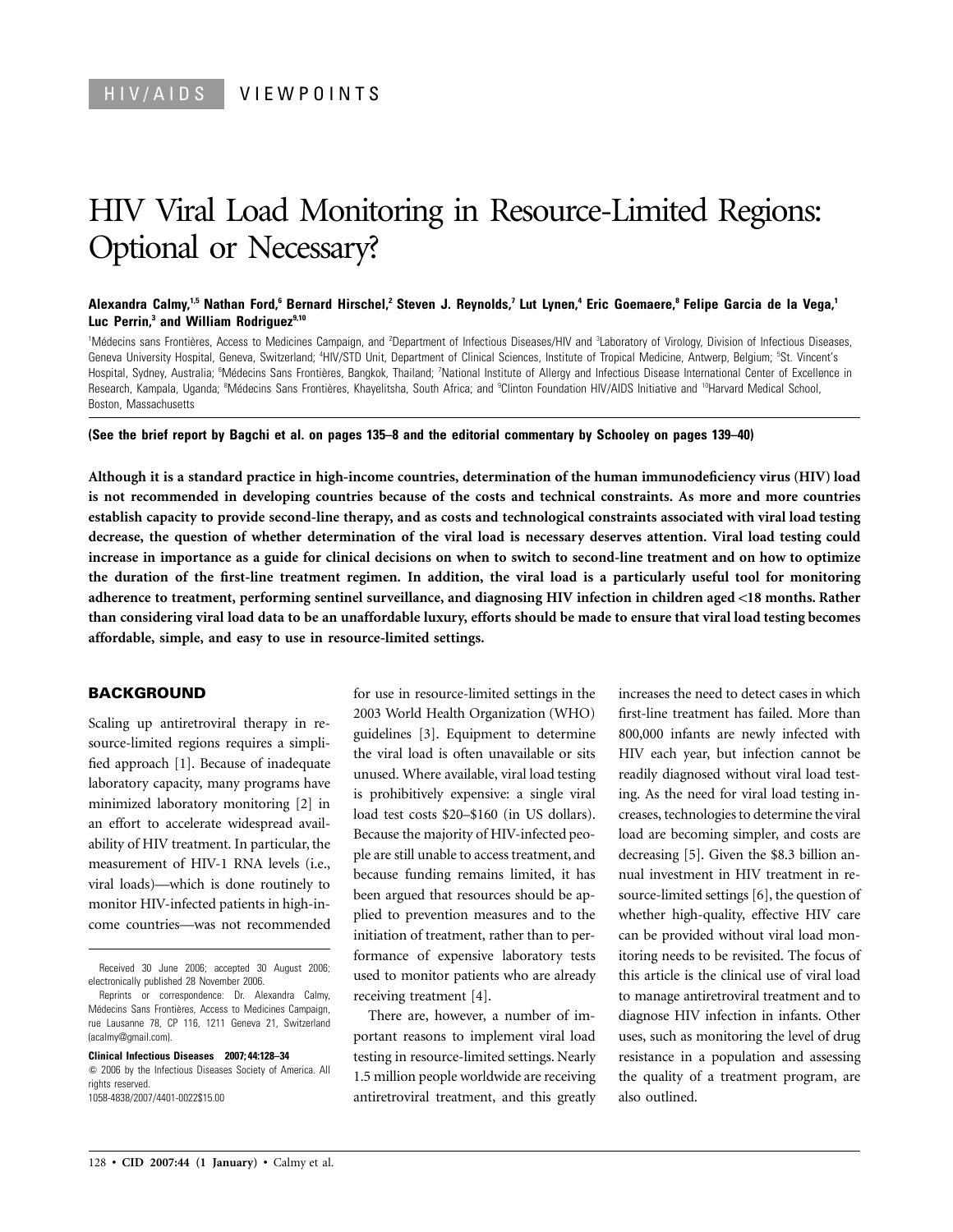HIV/AIDS VIEWPOINTS

# HIV Viral Load Monitoring in Resource-Limited Regions: Optional or Necessary?

**Alexandra Calmy,[1,5] Nathan Ford,[6] Bernard Hirschel,[2] Steven J. Reynolds,[7] Lut Lynen,[4] Eric Goemaere,[8] Felipe Garcia de la Vega,[1] Luc Perrin,[3] and William Rodriguez[9,10]**

[1]Médecins sans Frontières, Access to Medicines Campaign, and [2]Department of Infectious Diseases/HIV and [3]Laboratory of Virology, Division of Infectious Diseases, Geneva University Hospital, Geneva, Switzerland; [4]HIV/STD Unit, Department of Clinical Sciences, Institute of Tropical Medicine, Antwerp, Belgium; [5]St. Vincent's Hospital, Sydney, Australia; [6]Médecins Sans Frontières, Bangkok, Thailand; [7]National Institute of Allergy and Infectious Disease International Center of Excellence in Research, Kampala, Uganda; [8]Médecins Sans Frontières, Khayelitsha, South Africa; and [9]Clinton Foundation HIV/AIDS Initiative and [10]Harvard Medical School, Boston, Massachusetts

**(See the brief report by Bagchi et al. on pages 135–8 and the editorial commentary by Schooley on pages 139–40)**

**Although it is a standard practice in high-income countries, determination of the human immunodeficiency virus (HIV) load is not recommended in developing countries because of the costs and technical constraints. As more and more countries establish capacity to provide second-line therapy, and as costs and technological constraints associated with viral load testing decrease, the question of whether determination of the viral load is necessary deserves attention. Viral load testing could increase in importance as a guide for clinical decisions on when to switch to second-line treatment and on how to optimize the duration of the first-line treatment regimen. In addition, the viral load is a particularly useful tool for monitoring adherence to treatment, performing sentinel surveillance, and diagnosing HIV infection in children aged <18 months. Rather than considering viral load data to be an unaffordable luxury, efforts should be made to ensure that viral load testing becomes affordable, simple, and easy to use in resource-limited settings.**

## BACKGROUND

Scaling up antiretroviral therapy in resource-limited regions requires a simplified approach [1]. Because of inadequate laboratory capacity, many programs have minimized laboratory monitoring [2] in an effort to accelerate widespread availability of HIV treatment. In particular, the measurement of HIV-1 RNA levels (i.e., viral loads)—which is done routinely to monitor HIV-infected patients in high-income countries—was not recommended for use in resource-limited settings in the 2003 World Health Organization (WHO) guidelines [3]. Equipment to determine the viral load is often unavailable or sits unused. Where available, viral load testing is prohibitively expensive: a single viral load test costs $20–$160 (in US dollars). Because the majority of HIV-infected people are still unable to access treatment, and because funding remains limited, it has been argued that resources should be applied to prevention measures and to the initiation of treatment, rather than to performance of expensive laboratory tests used to monitor patients who are already receiving treatment [4].

There are, however, a number of important reasons to implement viral load testing in resource-limited settings. Nearly 1.5 million people worldwide are receiving antiretroviral treatment, and this greatly increases the need to detect cases in which first-line treatment has failed. More than 800,000 infants are newly infected with HIV each year, but infection cannot be readily diagnosed without viral load testing. As the need for viral load testing increases, technologies to determine the viral load are becoming simpler, and costs are decreasing [5]. Given the $8.3 billion annual investment in HIV treatment in resource-limited settings [6], the question of whether high-quality, effective HIV care can be provided without viral load monitoring needs to be revisited. The focus of this article is the clinical use of viral load to manage antiretroviral treatment and to diagnose HIV infection in infants. Other uses, such as monitoring the level of drug resistance in a population and assessing the quality of a treatment program, are also outlined.

Received 30 June 2006; accepted 30 August 2006; electronically published 28 November 2006.

Reprints or correspondence: Dr. Alexandra Calmy, Médecins Sans Frontières, Access to Medicines Campaign, rue Lausanne 78, CP 116, 1211 Geneva 21, Switzerland (acalmy@gmail.com).

**Clinical Infectious Diseases 2007; 44:128–34**
© 2006 by the Infectious Diseases Society of America. All rights reserved.
1058-4838/2007/4401-0022$15.00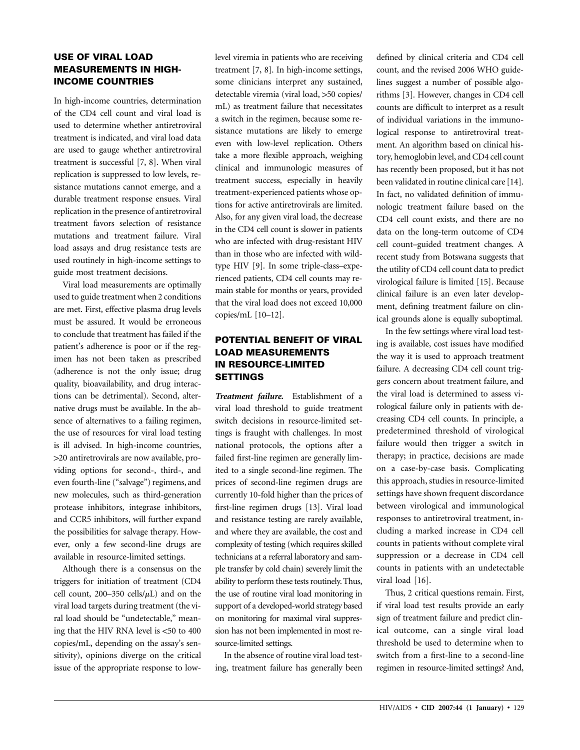## USE OF VIRAL LOAD MEASUREMENTS IN HIGH-INCOME COUNTRIES

In high-income countries, determination of the CD4 cell count and viral load is used to determine whether antiretroviral treatment is indicated, and viral load data are used to gauge whether antiretroviral treatment is successful [7, 8]. When viral replication is suppressed to low levels, resistance mutations cannot emerge, and a durable treatment response ensues. Viral replication in the presence of antiretroviral treatment favors selection of resistance mutations and treatment failure. Viral load assays and drug resistance tests are used routinely in high-income settings to guide most treatment decisions.

Viral load measurements are optimally used to guide treatment when 2 conditions are met. First, effective plasma drug levels must be assured. It would be erroneous to conclude that treatment has failed if the patient's adherence is poor or if the regimen has not been taken as prescribed (adherence is not the only issue; drug quality, bioavailability, and drug interactions can be detrimental). Second, alternative drugs must be available. In the absence of alternatives to a failing regimen, the use of resources for viral load testing is ill advised. In high-income countries, >20 antiretrovirals are now available, providing options for second-, third-, and even fourth-line ("salvage") regimens, and new molecules, such as third-generation protease inhibitors, integrase inhibitors, and CCR5 inhibitors, will further expand the possibilities for salvage therapy. However, only a few second-line drugs are available in resource-limited settings.

Although there is a consensus on the triggers for initiation of treatment (CD4 cell count, 200–350 cells/$\mu$L) and on the viral load targets during treatment (the viral load should be "undetectable," meaning that the HIV RNA level is <50 to 400 copies/mL, depending on the assay's sensitivity), opinions diverge on the critical issue of the appropriate response to low-level viremia in patients who are receiving treatment [7, 8]. In high-income settings, some clinicians interpret any sustained, detectable viremia (viral load, >50 copies/mL) as treatment failure that necessitates a switch in the regimen, because some resistance mutations are likely to emerge even with low-level replication. Others take a more flexible approach, weighing clinical and immunologic measures of treatment success, especially in heavily treatment-experienced patients whose options for active antiretrovirals are limited. Also, for any given viral load, the decrease in the CD4 cell count is slower in patients who are infected with drug-resistant HIV than in those who are infected with wild-type HIV [9]. In some triple-class–experienced patients, CD4 cell counts may remain stable for months or years, provided that the viral load does not exceed 10,000 copies/mL [10–12].

## POTENTIAL BENEFIT OF VIRAL LOAD MEASUREMENTS IN RESOURCE-LIMITED SETTINGS

***Treatment failure.*** Establishment of a viral load threshold to guide treatment switch decisions in resource-limited settings is fraught with challenges. In most national protocols, the options after a failed first-line regimen are generally limited to a single second-line regimen. The prices of second-line regimen drugs are currently 10-fold higher than the prices of first-line regimen drugs [13]. Viral load and resistance testing are rarely available, and where they are available, the cost and complexity of testing (which requires skilled technicians at a referral laboratory and sample transfer by cold chain) severely limit the ability to perform these tests routinely. Thus, the use of routine viral load monitoring in support of a developed-world strategy based on monitoring for maximal viral suppression has not been implemented in most resource-limited settings.

In the absence of routine viral load testing, treatment failure has generally been defined by clinical criteria and CD4 cell count, and the revised 2006 WHO guidelines suggest a number of possible algorithms [3]. However, changes in CD4 cell counts are difficult to interpret as a result of individual variations in the immunological response to antiretroviral treatment. An algorithm based on clinical history, hemoglobin level, and CD4 cell count has recently been proposed, but it has not been validated in routine clinical care [14]. In fact, no validated definition of immunologic treatment failure based on the CD4 cell count exists, and there are no data on the long-term outcome of CD4 cell count–guided treatment changes. A recent study from Botswana suggests that the utility of CD4 cell count data to predict virological failure is limited [15]. Because clinical failure is an even later development, defining treatment failure on clinical grounds alone is equally suboptimal.

In the few settings where viral load testing is available, cost issues have modified the way it is used to approach treatment failure. A decreasing CD4 cell count triggers concern about treatment failure, and the viral load is determined to assess virological failure only in patients with decreasing CD4 cell counts. In principle, a predetermined threshold of virological failure would then trigger a switch in therapy; in practice, decisions are made on a case-by-case basis. Complicating this approach, studies in resource-limited settings have shown frequent discordance between virological and immunological responses to antiretroviral treatment, including a marked increase in CD4 cell counts in patients without complete viral suppression or a decrease in CD4 cell counts in patients with an undetectable viral load [16].

Thus, 2 critical questions remain. First, if viral load test results provide an early sign of treatment failure and predict clinical outcome, can a single viral load threshold be used to determine when to switch from a first-line to a second-line regimen in resource-limited settings? And,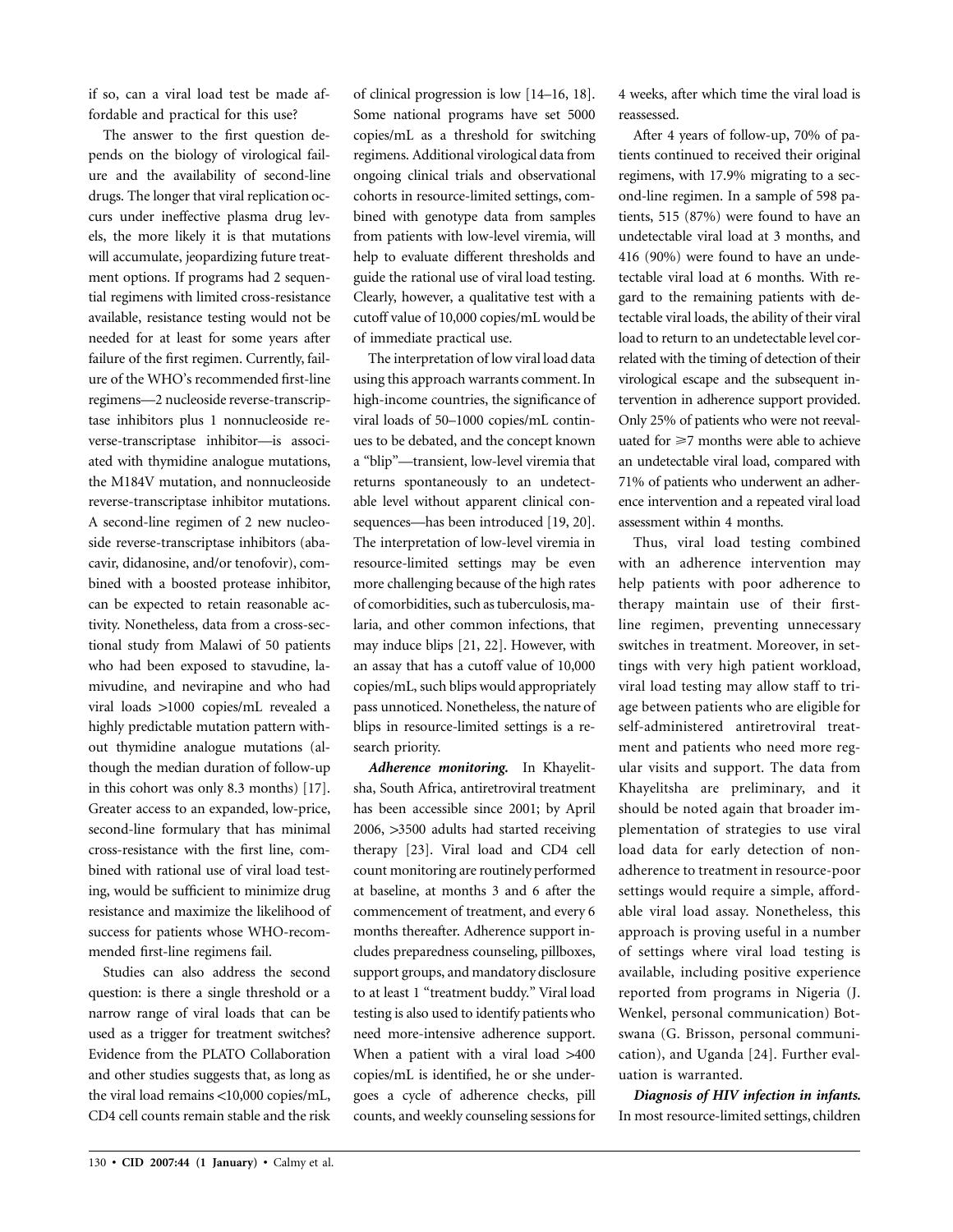if so, can a viral load test be made affordable and practical for this use?

The answer to the first question depends on the biology of virological failure and the availability of second-line drugs. The longer that viral replication occurs under ineffective plasma drug levels, the more likely it is that mutations will accumulate, jeopardizing future treatment options. If programs had 2 sequential regimens with limited cross-resistance available, resistance testing would not be needed for at least for some years after failure of the first regimen. Currently, failure of the WHO's recommended first-line regimens—2 nucleoside reverse-transcriptase inhibitors plus 1 nonnucleoside reverse-transcriptase inhibitor—is associated with thymidine analogue mutations, the M184V mutation, and nonnucleoside reverse-transcriptase inhibitor mutations. A second-line regimen of 2 new nucleoside reverse-transcriptase inhibitors (abacavir, didanosine, and/or tenofovir), combined with a boosted protease inhibitor, can be expected to retain reasonable activity. Nonetheless, data from a cross-sectional study from Malawi of 50 patients who had been exposed to stavudine, lamivudine, and nevirapine and who had viral loads >1000 copies/mL revealed a highly predictable mutation pattern without thymidine analogue mutations (although the median duration of follow-up in this cohort was only 8.3 months) [17]. Greater access to an expanded, low-price, second-line formulary that has minimal cross-resistance with the first line, combined with rational use of viral load testing, would be sufficient to minimize drug resistance and maximize the likelihood of success for patients whose WHO-recommended first-line regimens fail.

Studies can also address the second question: is there a single threshold or a narrow range of viral loads that can be used as a trigger for treatment switches? Evidence from the PLATO Collaboration and other studies suggests that, as long as the viral load remains <10,000 copies/mL, CD4 cell counts remain stable and the risk of clinical progression is low [14–16, 18]. Some national programs have set 5000 copies/mL as a threshold for switching regimens. Additional virological data from ongoing clinical trials and observational cohorts in resource-limited settings, combined with genotype data from samples from patients with low-level viremia, will help to evaluate different thresholds and guide the rational use of viral load testing. Clearly, however, a qualitative test with a cutoff value of 10,000 copies/mL would be of immediate practical use.

The interpretation of low viral load data using this approach warrants comment. In high-income countries, the significance of viral loads of 50–1000 copies/mL continues to be debated, and the concept known a "blip"—transient, low-level viremia that returns spontaneously to an undetectable level without apparent clinical consequences—has been introduced [19, 20]. The interpretation of low-level viremia in resource-limited settings may be even more challenging because of the high rates of comorbidities, such as tuberculosis, malaria, and other common infections, that may induce blips [21, 22]. However, with an assay that has a cutoff value of 10,000 copies/mL, such blips would appropriately pass unnoticed. Nonetheless, the nature of blips in resource-limited settings is a research priority.

***Adherence monitoring.*** In Khayelitsha, South Africa, antiretroviral treatment has been accessible since 2001; by April 2006, >3500 adults had started receiving therapy [23]. Viral load and CD4 cell count monitoring are routinely performed at baseline, at months 3 and 6 after the commencement of treatment, and every 6 months thereafter. Adherence support includes preparedness counseling, pillboxes, support groups, and mandatory disclosure to at least 1 "treatment buddy." Viral load testing is also used to identify patients who need more-intensive adherence support. When a patient with a viral load >400 copies/mL is identified, he or she undergoes a cycle of adherence checks, pill counts, and weekly counseling sessions for 4 weeks, after which time the viral load is reassessed.

After 4 years of follow-up, 70% of patients continued to received their original regimens, with 17.9% migrating to a second-line regimen. In a sample of 598 patients, 515 (87%) were found to have an undetectable viral load at 3 months, and 416 (90%) were found to have an undetectable viral load at 6 months. With regard to the remaining patients with detectable viral loads, the ability of their viral load to return to an undetectable level correlated with the timing of detection of their virological escape and the subsequent intervention in adherence support provided. Only 25% of patients who were not reevaluated for ⩾7 months were able to achieve an undetectable viral load, compared with 71% of patients who underwent an adherence intervention and a repeated viral load assessment within 4 months.

Thus, viral load testing combined with an adherence intervention may help patients with poor adherence to therapy maintain use of their first-line regimen, preventing unnecessary switches in treatment. Moreover, in settings with very high patient workload, viral load testing may allow staff to triage between patients who are eligible for self-administered antiretroviral treatment and patients who need more regular visits and support. The data from Khayelitsha are preliminary, and it should be noted again that broader implementation of strategies to use viral load data for early detection of nonadherence to treatment in resource-poor settings would require a simple, affordable viral load assay. Nonetheless, this approach is proving useful in a number of settings where viral load testing is available, including positive experience reported from programs in Nigeria (J. Wenkel, personal communication) Botswana (G. Brisson, personal communication), and Uganda [24]. Further evaluation is warranted.

***Diagnosis of HIV infection in infants.*** In most resource-limited settings, children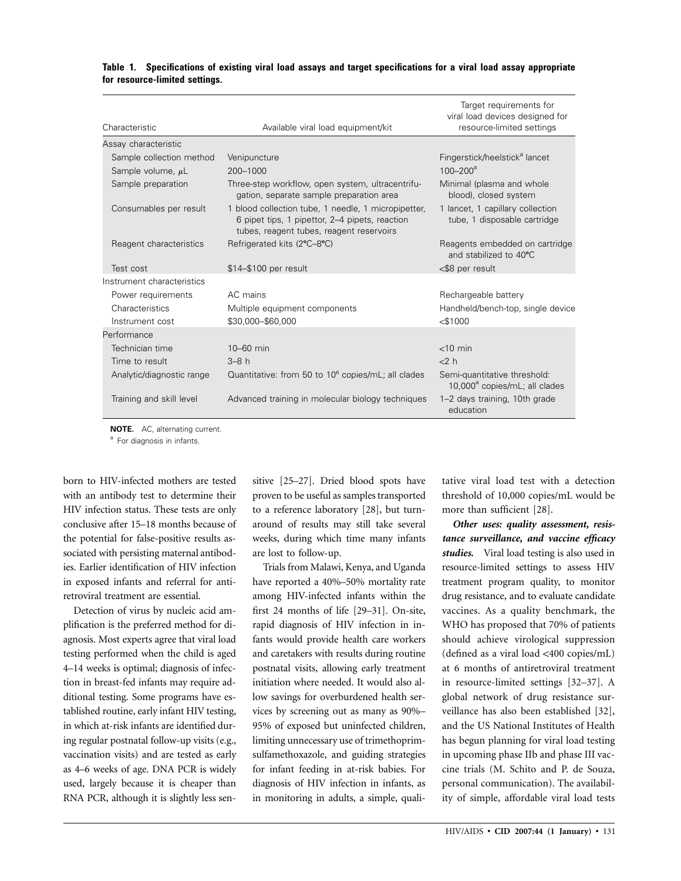**Table 1. Specifications of existing viral load assays and target specifications for a viral load assay appropriate for resource-limited settings.**

| Characteristic | Available viral load equipment/kit | Target requirements for viral load devices designed for resource-limited settings |
|---|---|---|
| Assay characteristic | | |
| Sample collection method | Venipuncture | Fingerstick/heelstick[a] lancet |
| Sample volume, μL | 200–1000 | 100–200[a] |
| Sample preparation | Three-step workflow, open system, ultracentrifugation, separate sample preparation area | Minimal (plasma and whole blood), closed system |
| Consumables per result | 1 blood collection tube, 1 needle, 1 micropipetter, 6 pipet tips, 1 pipettor, 2–4 pipets, reaction tubes, reagent tubes, reagent reservoirs | 1 lancet, 1 capillary collection tube, 1 disposable cartridge |
| Reagent characteristics | Refrigerated kits (2°C–8°C) | Reagents embedded on cartridge and stabilized to 40°C |
| Test cost | \$14–\$100 per result | <\$8 per result |
| Instrument characteristics | | |
| Power requirements | AC mains | Rechargeable battery |
| Characteristics | Multiple equipment components | Handheld/bench-top, single device |
| Instrument cost | \$30,000–\$60,000 | <\$1000 |
| Performance | | |
| Technician time | 10–60 min | <10 min |
| Time to result | 3–8 h | <2 h |
| Analytic/diagnostic range | Quantitative: from 50 to $10^6$ copies/mL; all clades | Semi-quantitative threshold: 10,000[a] copies/mL; all clades |
| Training and skill level | Advanced training in molecular biology techniques | 1–2 days training, 10th grade education |

**NOTE.** AC, alternating current.

[a] For diagnosis in infants.

born to HIV-infected mothers are tested with an antibody test to determine their HIV infection status. These tests are only conclusive after 15–18 months because of the potential for false-positive results associated with persisting maternal antibodies. Earlier identification of HIV infection in exposed infants and referral for antiretroviral treatment are essential.

Detection of virus by nucleic acid amplification is the preferred method for diagnosis. Most experts agree that viral load testing performed when the child is aged 4–14 weeks is optimal; diagnosis of infection in breast-fed infants may require additional testing. Some programs have established routine, early infant HIV testing, in which at-risk infants are identified during regular postnatal follow-up visits (e.g., vaccination visits) and are tested as early as 4–6 weeks of age. DNA PCR is widely used, largely because it is cheaper than RNA PCR, although it is slightly less sensitive [25–27]. Dried blood spots have proven to be useful as samples transported to a reference laboratory [28], but turnaround of results may still take several weeks, during which time many infants are lost to follow-up.

Trials from Malawi, Kenya, and Uganda have reported a 40%–50% mortality rate among HIV-infected infants within the first 24 months of life [29–31]. On-site, rapid diagnosis of HIV infection in infants would provide health care workers and caretakers with results during routine postnatal visits, allowing early treatment initiation where needed. It would also allow savings for overburdened health services by screening out as many as 90%–95% of exposed but uninfected children, limiting unnecessary use of trimethoprim-sulfamethoxazole, and guiding strategies for infant feeding in at-risk babies. For diagnosis of HIV infection in infants, as in monitoring in adults, a simple, qualitative viral load test with a detection threshold of 10,000 copies/mL would be more than sufficient [28].

***Other uses: quality assessment, resistance surveillance, and vaccine efficacy studies.*** Viral load testing is also used in resource-limited settings to assess HIV treatment program quality, to monitor drug resistance, and to evaluate candidate vaccines. As a quality benchmark, the WHO has proposed that 70% of patients should achieve virological suppression (defined as a viral load <400 copies/mL) at 6 months of antiretroviral treatment in resource-limited settings [32–37]. A global network of drug resistance surveillance has also been established [32], and the US National Institutes of Health has begun planning for viral load testing in upcoming phase IIb and phase III vaccine trials (M. Schito and P. de Souza, personal communication). The availability of simple, affordable viral load tests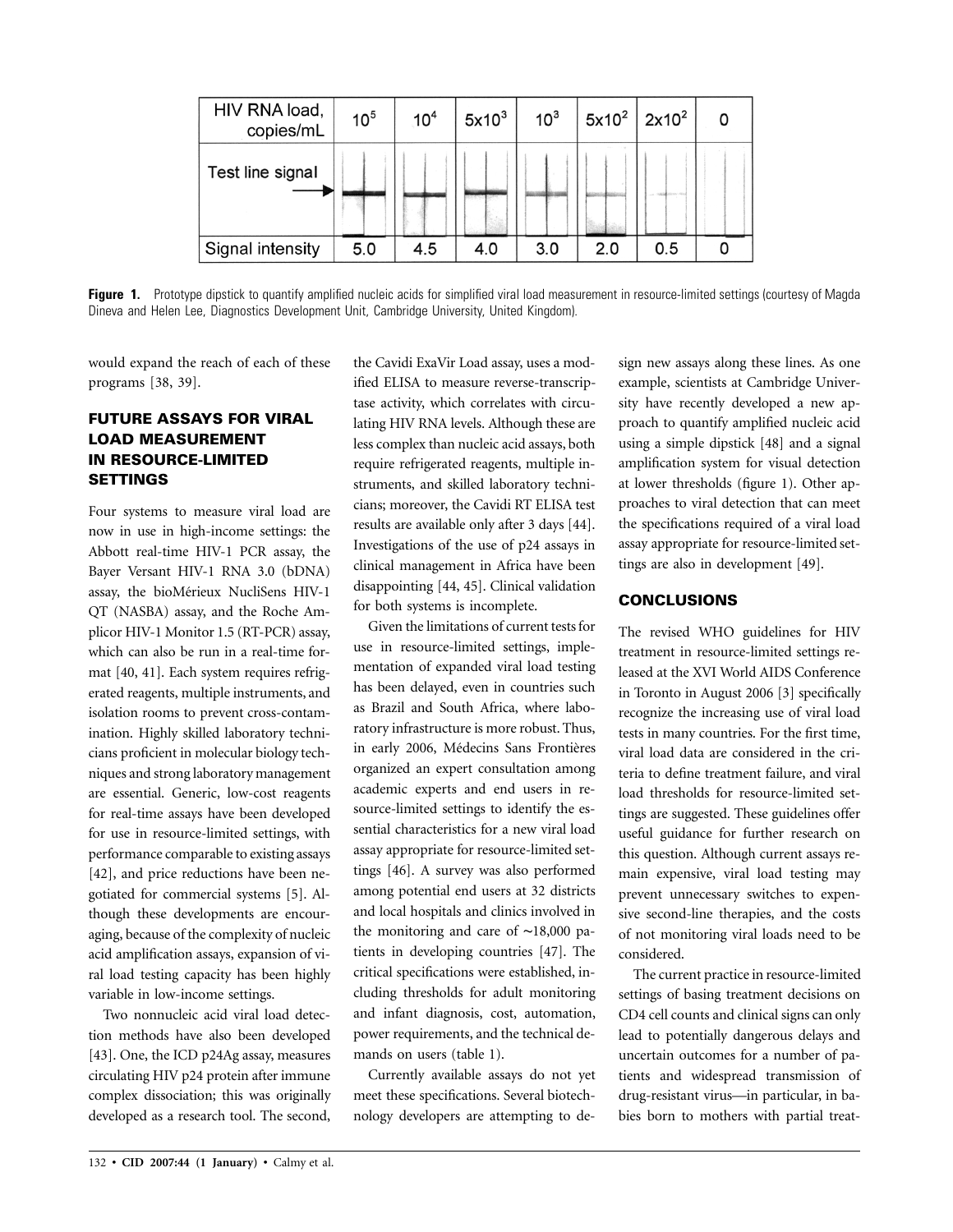| HIV RNA load, copies/mL | $10^5$ | $10^4$ | $5x10^3$ | $10^3$ | $5x10^2$ | $2x10^2$ | 0 |
|---|---|---|---|---|---|---|---|
| Test line signal | | | | | | | |
| Signal intensity | 5.0 | 4.5 | 4.0 | 3.0 | 2.0 | 0.5 | 0 |

**Figure 1.** Prototype dipstick to quantify amplified nucleic acids for simplified viral load measurement in resource-limited settings (courtesy of Magda Dineva and Helen Lee, Diagnostics Development Unit, Cambridge University, United Kingdom).

would expand the reach of each of these programs [38, 39].

## FUTURE ASSAYS FOR VIRAL LOAD MEASUREMENT IN RESOURCE-LIMITED SETTINGS

Four systems to measure viral load are now in use in high-income settings: the Abbott real-time HIV-1 PCR assay, the Bayer Versant HIV-1 RNA 3.0 (bDNA) assay, the bioMérieux NucliSens HIV-1 QT (NASBA) assay, and the Roche Amplicor HIV-1 Monitor 1.5 (RT-PCR) assay, which can also be run in a real-time format [40, 41]. Each system requires refrigerated reagents, multiple instruments, and isolation rooms to prevent cross-contamination. Highly skilled laboratory technicians proficient in molecular biology techniques and strong laboratory management are essential. Generic, low-cost reagents for real-time assays have been developed for use in resource-limited settings, with performance comparable to existing assays [42], and price reductions have been negotiated for commercial systems [5]. Although these developments are encouraging, because of the complexity of nucleic acid amplification assays, expansion of viral load testing capacity has been highly variable in low-income settings.

Two nonnucleic acid viral load detection methods have also been developed [43]. One, the ICD p24Ag assay, measures circulating HIV p24 protein after immune complex dissociation; this was originally developed as a research tool. The second, the Cavidi ExaVir Load assay, uses a modified ELISA to measure reverse-transcriptase activity, which correlates with circulating HIV RNA levels. Although these are less complex than nucleic acid assays, both require refrigerated reagents, multiple instruments, and skilled laboratory technicians; moreover, the Cavidi RT ELISA test results are available only after 3 days [44]. Investigations of the use of p24 assays in clinical management in Africa have been disappointing [44, 45]. Clinical validation for both systems is incomplete.

Given the limitations of current tests for use in resource-limited settings, implementation of expanded viral load testing has been delayed, even in countries such as Brazil and South Africa, where laboratory infrastructure is more robust. Thus, in early 2006, Médecins Sans Frontières organized an expert consultation among academic experts and end users in resource-limited settings to identify the essential characteristics for a new viral load assay appropriate for resource-limited settings [46]. A survey was also performed among potential end users at 32 districts and local hospitals and clinics involved in the monitoring and care of ~18,000 patients in developing countries [47]. The critical specifications were established, including thresholds for adult monitoring and infant diagnosis, cost, automation, power requirements, and the technical demands on users (table 1).

Currently available assays do not yet meet these specifications. Several biotechnology developers are attempting to design new assays along these lines. As one example, scientists at Cambridge University have recently developed a new approach to quantify amplified nucleic acid using a simple dipstick [48] and a signal amplification system for visual detection at lower thresholds (figure 1). Other approaches to viral detection that can meet the specifications required of a viral load assay appropriate for resource-limited settings are also in development [49].

## CONCLUSIONS

The revised WHO guidelines for HIV treatment in resource-limited settings released at the XVI World AIDS Conference in Toronto in August 2006 [3] specifically recognize the increasing use of viral load tests in many countries. For the first time, viral load data are considered in the criteria to define treatment failure, and viral load thresholds for resource-limited settings are suggested. These guidelines offer useful guidance for further research on this question. Although current assays remain expensive, viral load testing may prevent unnecessary switches to expensive second-line therapies, and the costs of not monitoring viral loads need to be considered.

The current practice in resource-limited settings of basing treatment decisions on CD4 cell counts and clinical signs can only lead to potentially dangerous delays and uncertain outcomes for a number of patients and widespread transmission of drug-resistant virus—in particular, in babies born to mothers with partial treat-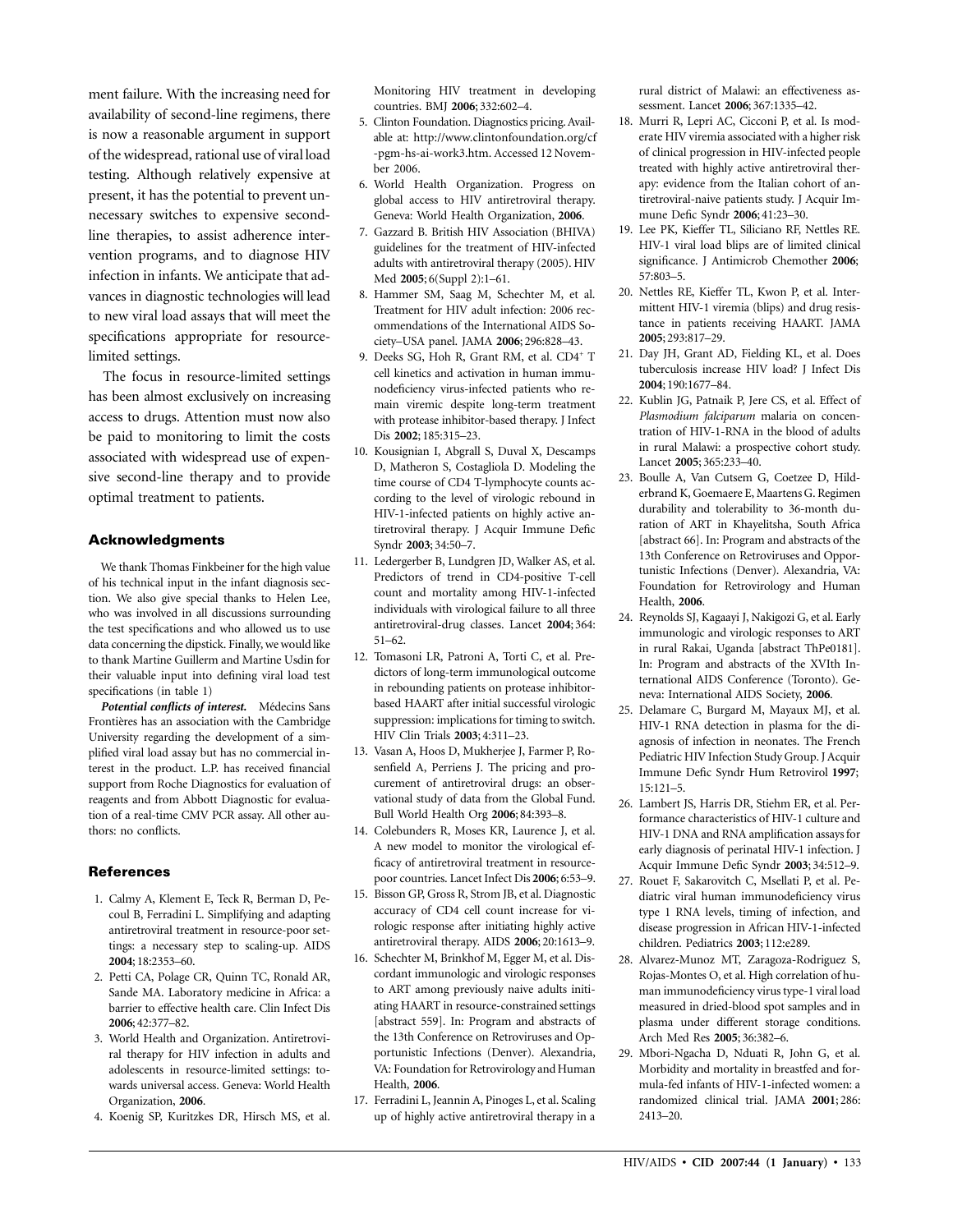ment failure. With the increasing need for availability of second-line regimens, there is now a reasonable argument in support of the widespread, rational use of viral load testing. Although relatively expensive at present, it has the potential to prevent unnecessary switches to expensive second-line therapies, to assist adherence intervention programs, and to diagnose HIV infection in infants. We anticipate that advances in diagnostic technologies will lead to new viral load assays that will meet the specifications appropriate for resource-limited settings.

The focus in resource-limited settings has been almost exclusively on increasing access to drugs. Attention must now also be paid to monitoring to limit the costs associated with widespread use of expensive second-line therapy and to provide optimal treatment to patients.

## Acknowledgments

We thank Thomas Finkbeiner for the high value of his technical input in the infant diagnosis section. We also give special thanks to Helen Lee, who was involved in all discussions surrounding the test specifications and who allowed us to use data concerning the dipstick. Finally, we would like to thank Martine Guillerm and Martine Usdin for their valuable input into defining viral load test specifications (in table 1)

***Potential conflicts of interest.*** Médecins Sans Frontières has an association with the Cambridge University regarding the development of a simplified viral load assay but has no commercial interest in the product. L.P. has received financial support from Roche Diagnostics for evaluation of reagents and from Abbott Diagnostic for evaluation of a real-time CMV PCR assay. All other authors: no conflicts.

## References

1. Calmy A, Klement E, Teck R, Berman D, Pecoul B, Ferradini L. Simplifying and adapting antiretroviral treatment in resource-poor settings: a necessary step to scaling-up. AIDS **2004**; 18:2353–60.
2. Petti CA, Polage CR, Quinn TC, Ronald AR, Sande MA. Laboratory medicine in Africa: a barrier to effective health care. Clin Infect Dis **2006**; 42:377–82.
3. World Health and Organization. Antiretroviral therapy for HIV infection in adults and adolescents in resource-limited settings: towards universal access. Geneva: World Health Organization, **2006**.
4. Koenig SP, Kuritzkes DR, Hirsch MS, et al. Monitoring HIV treatment in developing countries. BMJ **2006**; 332:602–4.
5. Clinton Foundation. Diagnostics pricing. Available at: http://www.clintonfoundation.org/cf-pgm-hs-ai-work3.htm. Accessed 12 November 2006.
6. World Health Organization. Progress on global access to HIV antiretroviral therapy. Geneva: World Health Organization, **2006**.
7. Gazzard B. British HIV Association (BHIVA) guidelines for the treatment of HIV-infected adults with antiretroviral therapy (2005). HIV Med **2005**; 6(Suppl 2):1–61.
8. Hammer SM, Saag M, Schechter M, et al. Treatment for HIV adult infection: 2006 recommendations of the International AIDS Society–USA panel. JAMA **2006**; 296:828–43.
9. Deeks SG, Hoh R, Grant RM, et al. CD4$^+$ T cell kinetics and activation in human immunodeficiency virus-infected patients who remain viremic despite long-term treatment with protease inhibitor-based therapy. J Infect Dis **2002**; 185:315–23.
10. Kousignian I, Abgrall S, Duval X, Descamps D, Matheron S, Costagliola D. Modeling the time course of CD4 T-lymphocyte counts according to the level of virologic rebound in HIV-1-infected patients on highly active antiretroviral therapy. J Acquir Immune Defic Syndr **2003**; 34:50–7.
11. Ledergerber B, Lundgren JD, Walker AS, et al. Predictors of trend in CD4-positive T-cell count and mortality among HIV-1-infected individuals with virological failure to all three antiretroviral-drug classes. Lancet **2004**; 364: 51–62.
12. Tomasoni LR, Patroni A, Torti C, et al. Predictors of long-term immunological outcome in rebounding patients on protease inhibitor-based HAART after initial successful virologic suppression: implications for timing to switch. HIV Clin Trials **2003**; 4:311–23.
13. Vasan A, Hoos D, Mukherjee J, Farmer P, Rosenfield A, Perriens J. The pricing and procurement of antiretroviral drugs: an observational study of data from the Global Fund. Bull World Health Org **2006**; 84:393–8.
14. Colebunders R, Moses KR, Laurence J, et al. A new model to monitor the virological efficacy of antiretroviral treatment in resource-poor countries. Lancet Infect Dis **2006**; 6:53–9.
15. Bisson GP, Gross R, Strom JB, et al. Diagnostic accuracy of CD4 cell count increase for virologic response after initiating highly active antiretroviral therapy. AIDS **2006**; 20:1613–9.
16. Schechter M, Brinkhof M, Egger M, et al. Discordant immunologic and virologic responses to ART among previously naive adults initiating HAART in resource-constrained settings [abstract 559]. In: Program and abstracts of the 13th Conference on Retroviruses and Opportunistic Infections (Denver). Alexandria, VA: Foundation for Retrovirology and Human Health, **2006**.
17. Ferradini L, Jeannin A, Pinoges L, et al. Scaling up of highly active antiretroviral therapy in a rural district of Malawi: an effectiveness assessment. Lancet **2006**; 367:1335–42.
18. Murri R, Lepri AC, Cicconi P, et al. Is moderate HIV viremia associated with a higher risk of clinical progression in HIV-infected people treated with highly active antiretroviral therapy: evidence from the Italian cohort of antiretroviral-naive patients study. J Acquir Immune Defic Syndr **2006**; 41:23–30.
19. Lee PK, Kieffer TL, Siliciano RF, Nettles RE. HIV-1 viral load blips are of limited clinical significance. J Antimicrob Chemother **2006**; 57:803–5.
20. Nettles RE, Kieffer TL, Kwon P, et al. Intermittent HIV-1 viremia (blips) and drug resistance in patients receiving HAART. JAMA **2005**; 293:817–29.
21. Day JH, Grant AD, Fielding KL, et al. Does tuberculosis increase HIV load? J Infect Dis **2004**; 190:1677–84.
22. Kublin JG, Patnaik P, Jere CS, et al. Effect of *Plasmodium falciparum* malaria on concentration of HIV-1-RNA in the blood of adults in rural Malawi: a prospective cohort study. Lancet **2005**; 365:233–40.
23. Boulle A, Van Cutsem G, Coetzee D, Hilderbrand K, Goemaere E, Maartens G. Regimen durability and tolerability to 36-month duration of ART in Khayelitsha, South Africa [abstract 66]. In: Program and abstracts of the 13th Conference on Retroviruses and Opportunistic Infections (Denver). Alexandria, VA: Foundation for Retrovirology and Human Health, **2006**.
24. Reynolds SJ, Kagaayi J, Nakigozi G, et al. Early immunologic and virologic responses to ART in rural Rakai, Uganda [abstract ThPe0181]. In: Program and abstracts of the XVIth International AIDS Conference (Toronto). Geneva: International AIDS Society, **2006**.
25. Delamare C, Burgard M, Mayaux MJ, et al. HIV-1 RNA detection in plasma for the diagnosis of infection in neonates. The French Pediatric HIV Infection Study Group. J Acquir Immune Defic Syndr Hum Retrovirol **1997**; 15:121–5.
26. Lambert JS, Harris DR, Stiehm ER, et al. Performance characteristics of HIV-1 culture and HIV-1 DNA and RNA amplification assays for early diagnosis of perinatal HIV-1 infection. J Acquir Immune Defic Syndr **2003**; 34:512–9.
27. Rouet F, Sakarovitch C, Msellati P, et al. Pediatric viral human immunodeficiency virus type 1 RNA levels, timing of infection, and disease progression in African HIV-1-infected children. Pediatrics **2003**; 112:e289.
28. Alvarez-Munoz MT, Zaragoza-Rodriguez S, Rojas-Montes O, et al. High correlation of human immunodeficiency virus type-1 viral load measured in dried-blood spot samples and in plasma under different storage conditions. Arch Med Res **2005**; 36:382–6.
29. Mbori-Ngacha D, Nduati R, John G, et al. Morbidity and mortality in breastfed and formula-fed infants of HIV-1-infected women: a randomized clinical trial. JAMA **2001**; 286: 2413–20.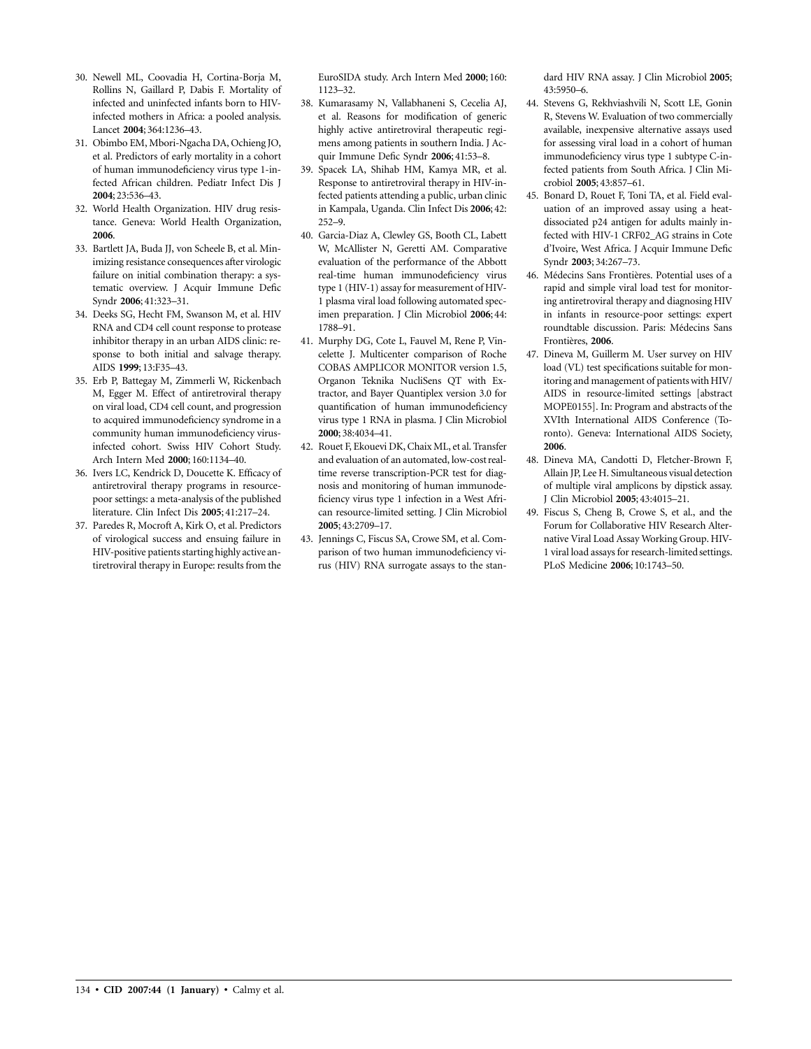30. Newell ML, Coovadia H, Cortina-Borja M, Rollins N, Gaillard P, Dabis F. Mortality of infected and uninfected infants born to HIV-infected mothers in Africa: a pooled analysis. Lancet **2004**; 364:1236–43.
31. Obimbo EM, Mbori-Ngacha DA, Ochieng JO, et al. Predictors of early mortality in a cohort of human immunodeficiency virus type 1-infected African children. Pediatr Infect Dis J **2004**; 23:536–43.
32. World Health Organization. HIV drug resistance. Geneva: World Health Organization, **2006**.
33. Bartlett JA, Buda JJ, von Scheele B, et al. Minimizing resistance consequences after virologic failure on initial combination therapy: a systematic overview. J Acquir Immune Defic Syndr **2006**; 41:323–31.
34. Deeks SG, Hecht FM, Swanson M, et al. HIV RNA and CD4 cell count response to protease inhibitor therapy in an urban AIDS clinic: response to both initial and salvage therapy. AIDS **1999**; 13:F35–43.
35. Erb P, Battegay M, Zimmerli W, Rickenbach M, Egger M. Effect of antiretroviral therapy on viral load, CD4 cell count, and progression to acquired immunodeficiency syndrome in a community human immunodeficiency virus-infected cohort. Swiss HIV Cohort Study. Arch Intern Med **2000**; 160:1134–40.
36. Ivers LC, Kendrick D, Doucette K. Efficacy of antiretroviral therapy programs in resource-poor settings: a meta-analysis of the published literature. Clin Infect Dis **2005**; 41:217–24.
37. Paredes R, Mocroft A, Kirk O, et al. Predictors of virological success and ensuing failure in HIV-positive patients starting highly active antiretroviral therapy in Europe: results from the EuroSIDA study. Arch Intern Med **2000**; 160: 1123–32.
38. Kumarasamy N, Vallabhaneni S, Cecelia AJ, et al. Reasons for modification of generic highly active antiretroviral therapeutic regimens among patients in southern India. J Acquir Immune Defic Syndr **2006**; 41:53–8.
39. Spacek LA, Shihab HM, Kamya MR, et al. Response to antiretroviral therapy in HIV-infected patients attending a public, urban clinic in Kampala, Uganda. Clin Infect Dis **2006**; 42: 252–9.
40. Garcia-Diaz A, Clewley GS, Booth CL, Labett W, McAllister N, Geretti AM. Comparative evaluation of the performance of the Abbott real-time human immunodeficiency virus type 1 (HIV-1) assay for measurement of HIV-1 plasma viral load following automated specimen preparation. J Clin Microbiol **2006**; 44: 1788–91.
41. Murphy DG, Cote L, Fauvel M, Rene P, Vincelette J. Multicenter comparison of Roche COBAS AMPLICOR MONITOR version 1.5, Organon Teknika NucliSens QT with Extractor, and Bayer Quantiplex version 3.0 for quantification of human immunodeficiency virus type 1 RNA in plasma. J Clin Microbiol **2000**; 38:4034–41.
42. Rouet F, Ekouevi DK, Chaix ML, et al. Transfer and evaluation of an automated, low-cost real-time reverse transcription-PCR test for diagnosis and monitoring of human immunodeficiency virus type 1 infection in a West African resource-limited setting. J Clin Microbiol **2005**; 43:2709–17.
43. Jennings C, Fiscus SA, Crowe SM, et al. Comparison of two human immunodeficiency virus (HIV) RNA surrogate assays to the standard HIV RNA assay. J Clin Microbiol **2005**; 43:5950–6.
44. Stevens G, Rekhviashvili N, Scott LE, Gonin R, Stevens W. Evaluation of two commercially available, inexpensive alternative assays used for assessing viral load in a cohort of human immunodeficiency virus type 1 subtype C-infected patients from South Africa. J Clin Microbiol **2005**; 43:857–61.
45. Bonard D, Rouet F, Toni TA, et al. Field evaluation of an improved assay using a heat-dissociated p24 antigen for adults mainly infected with HIV-1 CRF02_AG strains in Cote d'Ivoire, West Africa. J Acquir Immune Defic Syndr **2003**; 34:267–73.
46. Médecins Sans Frontières. Potential uses of a rapid and simple viral load test for monitoring antiretroviral therapy and diagnosing HIV in infants in resource-poor settings: expert roundtable discussion. Paris: Médecins Sans Frontières, **2006**.
47. Dineva M, Guillerm M. User survey on HIV load (VL) test specifications suitable for monitoring and management of patients with HIV/AIDS in resource-limited settings [abstract MOPE0155]. In: Program and abstracts of the XVIth International AIDS Conference (Toronto). Geneva: International AIDS Society, **2006**.
48. Dineva MA, Candotti D, Fletcher-Brown F, Allain JP, Lee H. Simultaneous visual detection of multiple viral amplicons by dipstick assay. J Clin Microbiol **2005**; 43:4015–21.
49. Fiscus S, Cheng B, Crowe S, et al., and the Forum for Collaborative HIV Research Alternative Viral Load Assay Working Group. HIV-1 viral load assays for research-limited settings. PLoS Medicine **2006**; 10:1743–50.